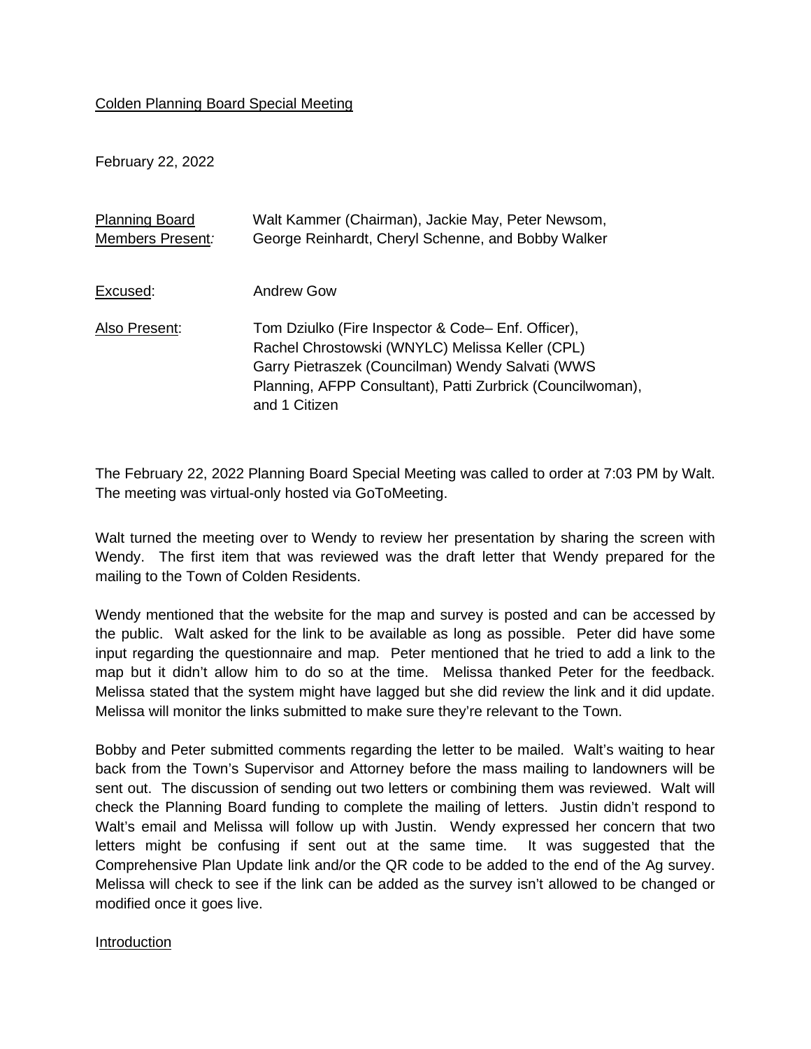Colden Planning Board Special Meeting

February 22, 2022

| | |
|---|---|
| Planning Board Members Present: | Walt Kammer (Chairman), Jackie May, Peter Newsom, George Reinhardt, Cheryl Schenne, and Bobby Walker |
| Excused: | Andrew Gow |
| Also Present: | Tom Dziulko (Fire Inspector & Code– Enf. Officer), Rachel Chrostowski (WNYLC) Melissa Keller (CPL) Garry Pietraszek (Councilman) Wendy Salvati (WWS Planning, AFPP Consultant), Patti Zurbrick (Councilwoman), and 1 Citizen |

The February 22, 2022 Planning Board Special Meeting was called to order at 7:03 PM by Walt. The meeting was virtual-only hosted via GoToMeeting.

Walt turned the meeting over to Wendy to review her presentation by sharing the screen with Wendy. The first item that was reviewed was the draft letter that Wendy prepared for the mailing to the Town of Colden Residents.

Wendy mentioned that the website for the map and survey is posted and can be accessed by the public. Walt asked for the link to be available as long as possible. Peter did have some input regarding the questionnaire and map. Peter mentioned that he tried to add a link to the map but it didn't allow him to do so at the time. Melissa thanked Peter for the feedback. Melissa stated that the system might have lagged but she did review the link and it did update. Melissa will monitor the links submitted to make sure they're relevant to the Town.

Bobby and Peter submitted comments regarding the letter to be mailed. Walt's waiting to hear back from the Town's Supervisor and Attorney before the mass mailing to landowners will be sent out. The discussion of sending out two letters or combining them was reviewed. Walt will check the Planning Board funding to complete the mailing of letters. Justin didn't respond to Walt's email and Melissa will follow up with Justin. Wendy expressed her concern that two letters might be confusing if sent out at the same time. It was suggested that the Comprehensive Plan Update link and/or the QR code to be added to the end of the Ag survey. Melissa will check to see if the link can be added as the survey isn't allowed to be changed or modified once it goes live.

Introduction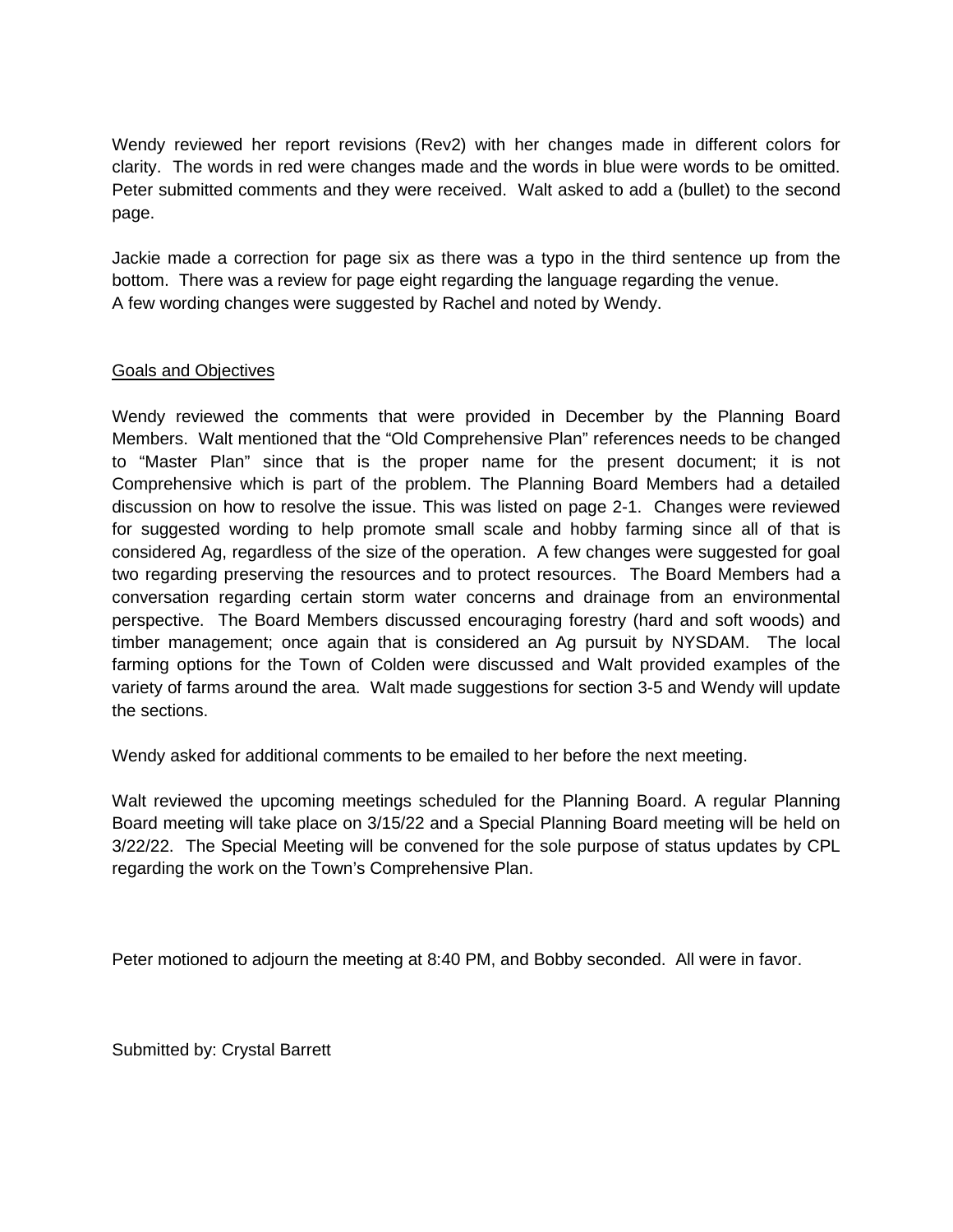Wendy reviewed her report revisions (Rev2) with her changes made in different colors for clarity. The words in red were changes made and the words in blue were words to be omitted. Peter submitted comments and they were received. Walt asked to add a (bullet) to the second page.

Jackie made a correction for page six as there was a typo in the third sentence up from the bottom. There was a review for page eight regarding the language regarding the venue.
A few wording changes were suggested by Rachel and noted by Wendy.

<u>Goals and Objectives</u>

Wendy reviewed the comments that were provided in December by the Planning Board Members. Walt mentioned that the "Old Comprehensive Plan" references needs to be changed to "Master Plan" since that is the proper name for the present document; it is not Comprehensive which is part of the problem. The Planning Board Members had a detailed discussion on how to resolve the issue. This was listed on page 2-1. Changes were reviewed for suggested wording to help promote small scale and hobby farming since all of that is considered Ag, regardless of the size of the operation. A few changes were suggested for goal two regarding preserving the resources and to protect resources. The Board Members had a conversation regarding certain storm water concerns and drainage from an environmental perspective. The Board Members discussed encouraging forestry (hard and soft woods) and timber management; once again that is considered an Ag pursuit by NYSDAM. The local farming options for the Town of Colden were discussed and Walt provided examples of the variety of farms around the area. Walt made suggestions for section 3-5 and Wendy will update the sections.

Wendy asked for additional comments to be emailed to her before the next meeting.

Walt reviewed the upcoming meetings scheduled for the Planning Board. A regular Planning Board meeting will take place on 3/15/22 and a Special Planning Board meeting will be held on 3/22/22. The Special Meeting will be convened for the sole purpose of status updates by CPL regarding the work on the Town's Comprehensive Plan.

Peter motioned to adjourn the meeting at 8:40 PM, and Bobby seconded. All were in favor.

Submitted by: Crystal Barrett